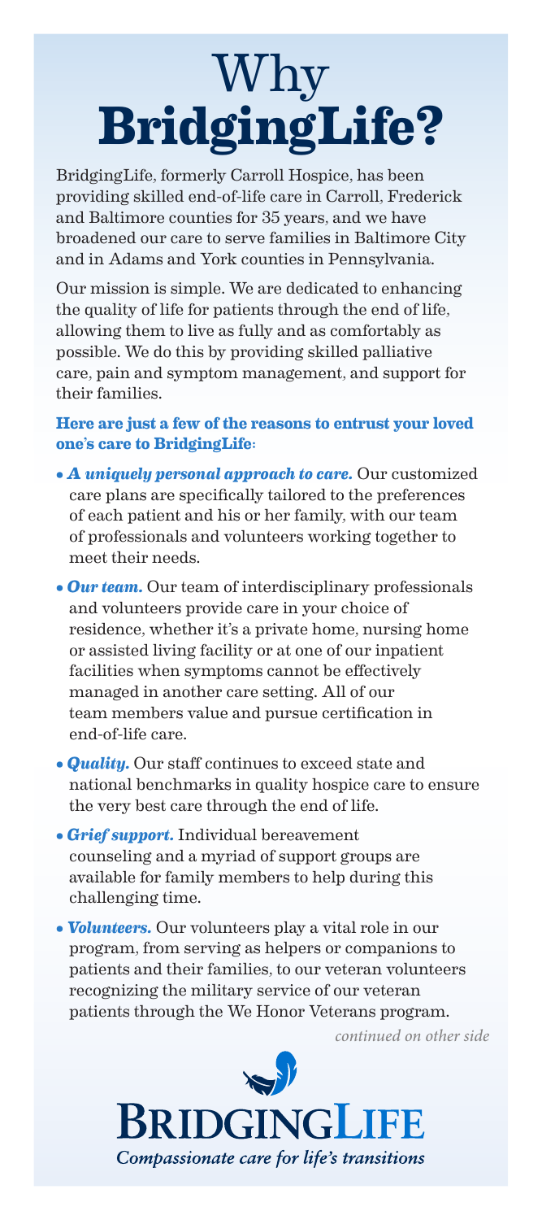# Why **BridgingLife?**

BridgingLife, formerly Carroll Hospice, has been providing skilled end-of-life care in Carroll, Frederick and Baltimore counties for 35 years, and we have broadened our care to serve families in Baltimore City and in Adams and York counties in Pennsylvania.

Our mission is simple. We are dedicated to enhancing the quality of life for patients through the end of life, allowing them to live as fully and as comfortably as possible. We do this by providing skilled palliative care, pain and symptom management, and support for their families.

**Here are just a few of the reasons to entrust your loved one's care to BridgingLife:**

- ***A uniquely personal approach to care.*** Our customized care plans are specifically tailored to the preferences of each patient and his or her family, with our team of professionals and volunteers working together to meet their needs.
- ***Our team.*** Our team of interdisciplinary professionals and volunteers provide care in your choice of residence, whether it's a private home, nursing home or assisted living facility or at one of our inpatient facilities when symptoms cannot be effectively managed in another care setting. All of our team members value and pursue certification in end-of-life care.
- ***Quality.*** Our staff continues to exceed state and national benchmarks in quality hospice care to ensure the very best care through the end of life.
- ***Grief support.*** Individual bereavement counseling and a myriad of support groups are available for family members to help during this challenging time.
- ***Volunteers.*** Our volunteers play a vital role in our program, from serving as helpers or companions to patients and their families, to our veteran volunteers recognizing the military service of our veteran patients through the We Honor Veterans program.

*continued on other side*

BRIDGINGLIFE

*Compassionate care for life's transitions*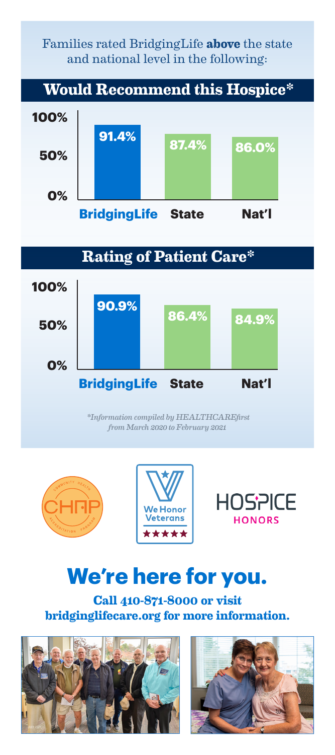Families rated BridgingLife **above** the state and national level in the following:

## Would Recommend this Hospice*

100%
50%
0%

91.4%
87.4%
86.0%

BridgingLife State Nat'l

## Rating of Patient Care*

100%
50%
0%

90.9%
86.4%
84.9%

BridgingLife State Nat'l

*\*Information compiled by HEALTHCAREfirst from March 2020 to February 2021*

COMMUNITY HEALTH ACCREDITATION PROGRAM CHAP

We Honor Veterans ★★★★★

HOSPICE HONORS

# We're here for you.

**Call 410-871-8000 or visit bridginglifecare.org for more information.**